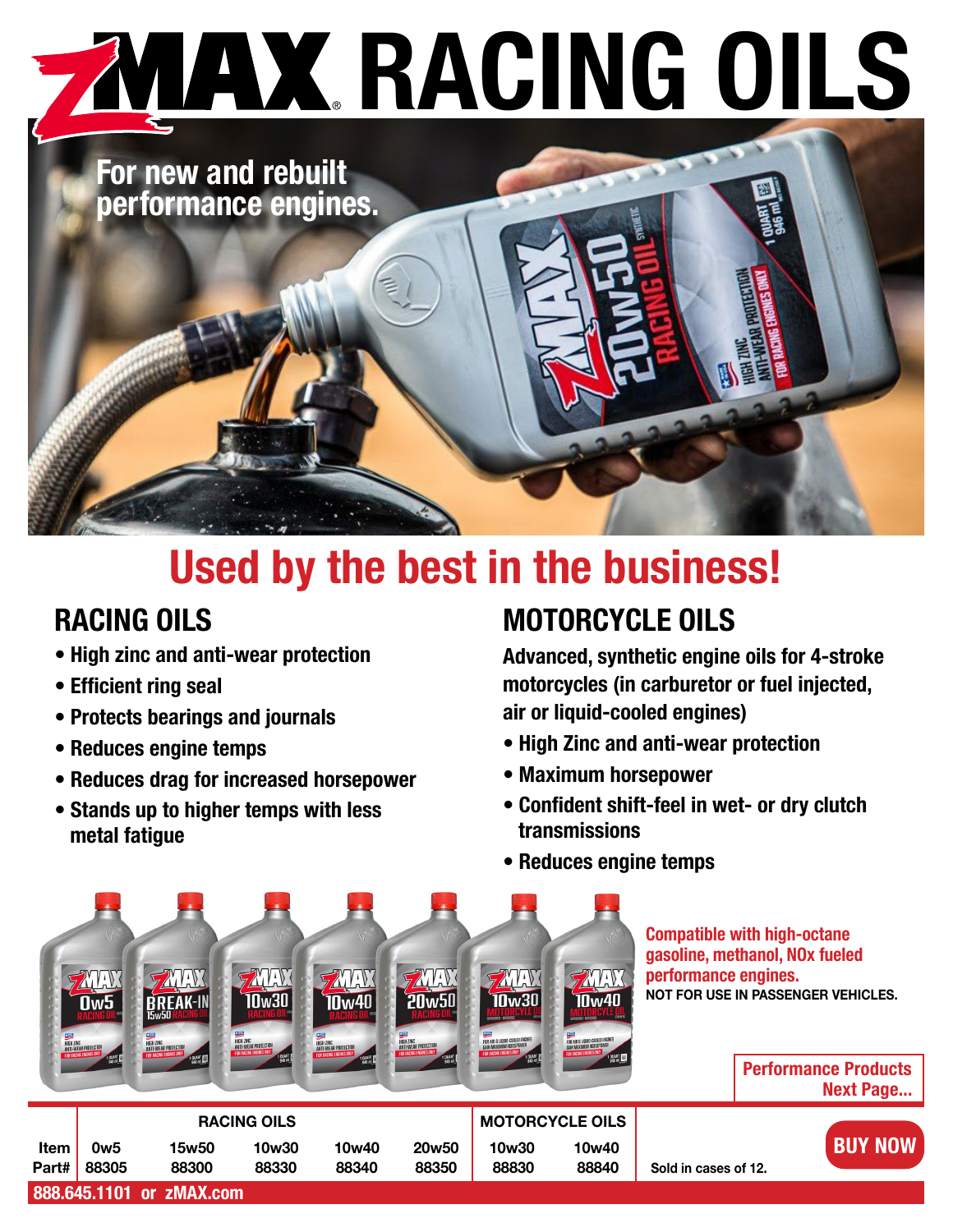# ZMAX® RACING OILS

For new and rebuilt performance engines.

## Used by the best in the business!

## RACING OILS

- High zinc and anti-wear protection
- Efficient ring seal
- Protects bearings and journals
- Reduces engine temps
- Reduces drag for increased horsepower
- Stands up to higher temps with less metal fatigue

## MOTORCYCLE OILS

Advanced, synthetic engine oils for 4-stroke motorcycles (in carburetor or fuel injected, air or liquid-cooled engines)

- High Zinc and anti-wear protection
- Maximum horsepower
- Confident shift-feel in wet- or dry clutch transmissions
- Reduces engine temps

Compatible with high-octane gasoline, methanol, NOx fueled performance engines.

NOT FOR USE IN PASSENGER VEHICLES.

Performance Products Next Page...

| | RACING OILS | | | | | MOTORCYCLE OILS | | |
|---|---|---|---|---|---|---|---|---|
| Item | 0w5 | 15w50 | 10w30 | 10w40 | 20w50 | 10w30 | 10w40 | |
| Part# | 88305 | 88300 | 88330 | 88340 | 88350 | 88830 | 88840 | Sold in cases of 12. |

BUY NOW

888.645.1101 or zMAX.com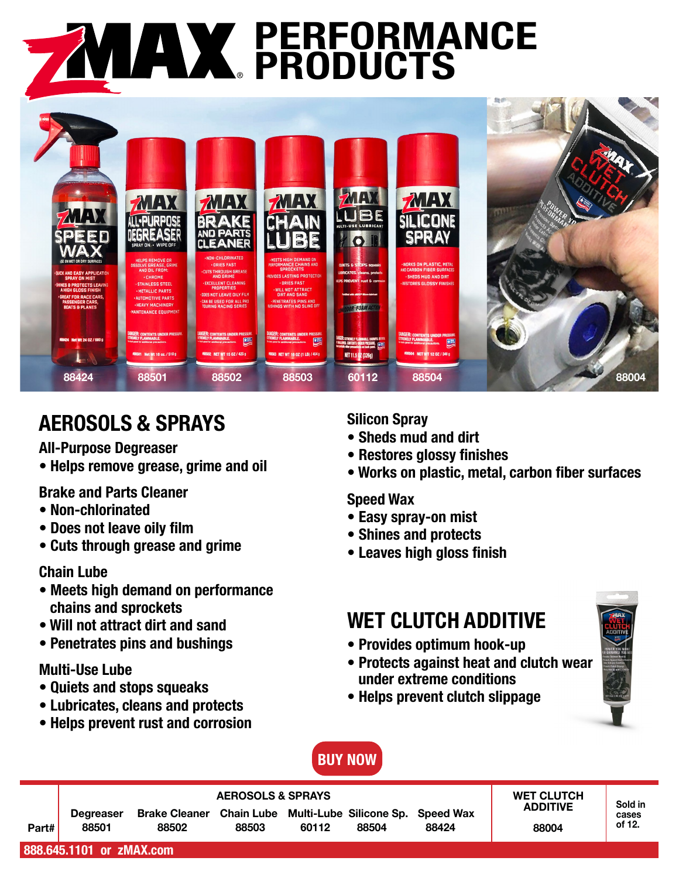# zMAX PERFORMANCE PRODUCTS

88424 88501 88502 88503 60112 88504 88004

## AEROSOLS & SPRAYS

**All-Purpose Degreaser**
- Helps remove grease, grime and oil

**Brake and Parts Cleaner**
- Non-chlorinated
- Does not leave oily film
- Cuts through grease and grime

**Chain Lube**
- Meets high demand on performance chains and sprockets
- Will not attract dirt and sand
- Penetrates pins and bushings

**Multi-Use Lube**
- Quiets and stops squeaks
- Lubricates, cleans and protects
- Helps prevent rust and corrosion

**Silicon Spray**
- Sheds mud and dirt
- Restores glossy finishes
- Works on plastic, metal, carbon fiber surfaces

**Speed Wax**
- Easy spray-on mist
- Shines and protects
- Leaves high gloss finish

## WET CLUTCH ADDITIVE

- Provides optimum hook-up
- Protects against heat and clutch wear under extreme conditions
- Helps prevent clutch slippage

BUY NOW

| | AEROSOLS & SPRAYS | | | | | | WET CLUTCH ADDITIVE | Sold in cases of 12. |
|---|---|---|---|---|---|---|---|---|
| | Degreaser | Brake Cleaner | Chain Lube | Multi-Lube | Silicone Sp. | Speed Wax | | |
| Part# | 88501 | 88502 | 88503 | 60112 | 88504 | 88424 | 88004 | |

888.645.1101 or zMAX.com